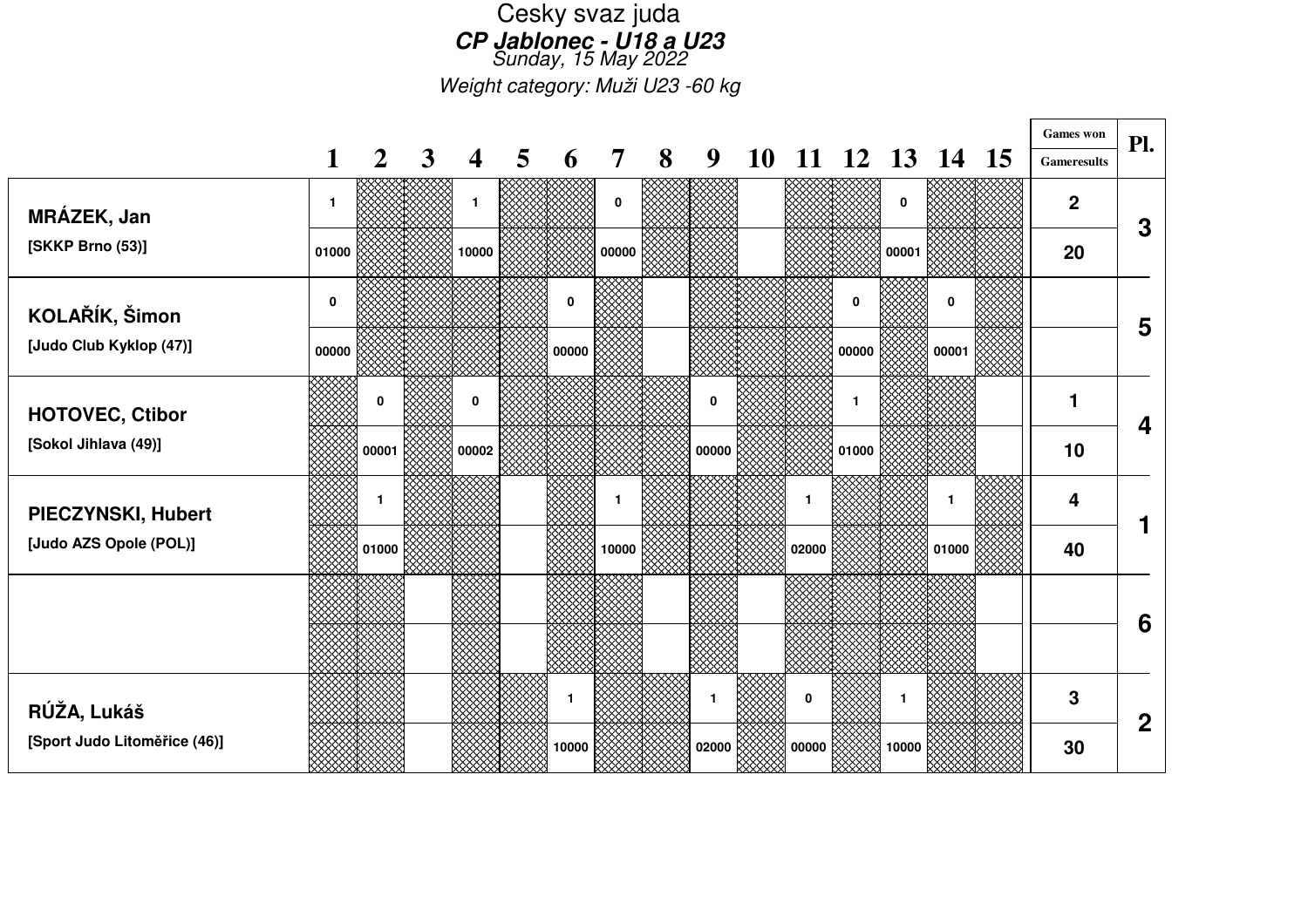Cesky svaz juda

***CP Jablonec - U18 a U23***

*Sunday, 15 May 2022*

*Weight category: Muži U23 -60 kg*

| | 1 | 2 | 3 | 4 | 5 | 6 | 7 | 8 | 9 | 10 | 11 | 12 | 13 | 14 | 15 | Games won / Gameresults | Pl. |
|---|---|---|---|---|---|---|---|---|---|---|---|---|---|---|---|---|---|
| **MRÁZEK, Jan** | 1 | | | 1 | | | 0 | | | | | | 0 | | | 2 | 3 |
| **[SKKP Brno (53)]** | 01000 | | | 10000 | | | 00000 | | | | | | 00001 | | | 20 | |
| **KOLAŘÍK, Šimon** | 0 | | | | | 0 | | | | | | 0 | | 0 | | | 5 |
| **[Judo Club Kyklop (47)]** | 00000 | | | | | 00000 | | | | | | 00000 | | 00001 | | | |
| **HOTOVEC, Ctibor** | | 0 | | 0 | | | | | 0 | | | 1 | | | | 1 | 4 |
| **[Sokol Jihlava (49)]** | | 00001 | | 00002 | | | | | 00000 | | | 01000 | | | | 10 | |
| **PIECZYNSKI, Hubert** | | 1 | | | | | 1 | | | | 1 | | | 1 | | 4 | 1 |
| **[Judo AZS Opole (POL)]** | | 01000 | | | | | 10000 | | | | 02000 | | | 01000 | | 40 | |
| | | | | | | | | | | | | | | | | | 6 |
| | | | | | | | | | | | | | | | | | |
| **RÚŽA, Lukáš** | | | | | | 1 | | | 1 | | 0 | | 1 | | | 3 | 2 |
| **[Sport Judo Litoměřice (46)]** | | | | | | 10000 | | | 02000 | | 00000 | | 10000 | | | 30 | |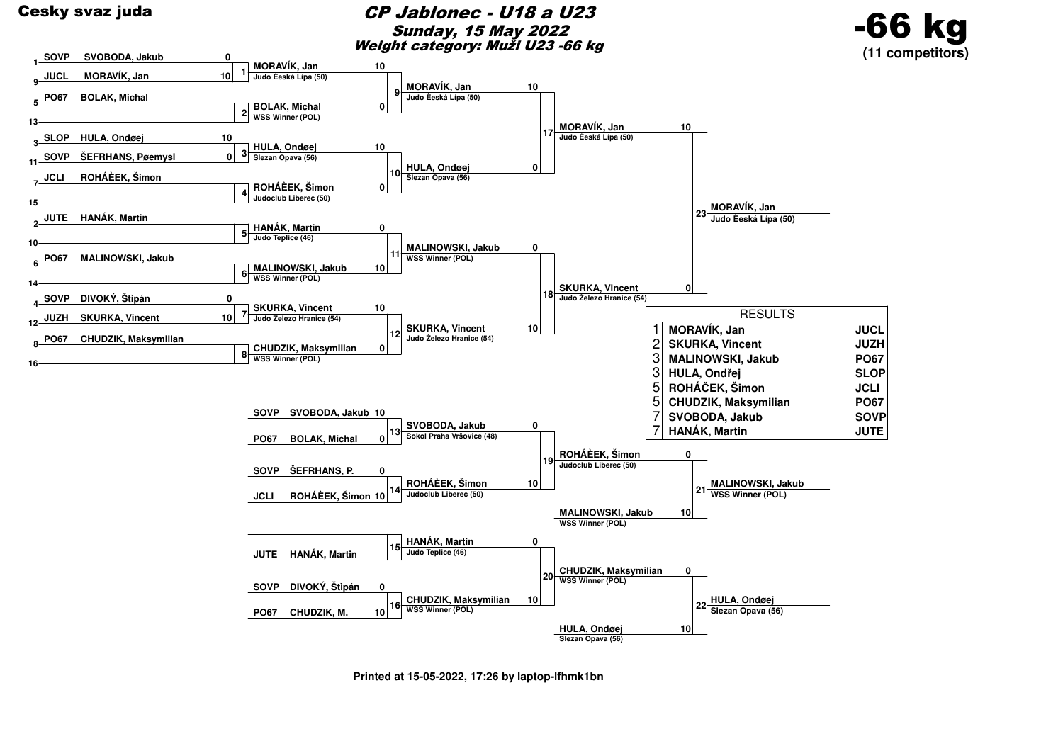**Cesky svaz juda**

# CP Jablonec - U18 a U23

## Sunday, 15 May 2022

## Weight category: Muži U23 -66 kg

# -66 kg

**(11 competitors)**

### Main draw — First round

| Seed | Club | Name | Score |
|---|---|---|---|
| 1 | SOVP | SVOBODA, Jakub | 0 |
| 9 | JUCL | MORAVÍK, Jan | 10 |
| 5 | PO67 | BOLAK, Michal | |
| 13 | | | |
| 3 | SLOP | HULA, Ondøej | 10 |
| 11 | SOVP | ŠEFRHANS, Pøemysl | 0 |
| 7 | JCLI | ROHÁÈEK, Šimon | |
| 15 | | | |
| 2 | JUTE | HANÁK, Martin | |
| 10 | | | |
| 6 | PO67 | MALINOWSKI, Jakub | |
| 14 | | | |
| 4 | SOVP | DIVOKÝ, Štìpán | 0 |
| 12 | JUZH | SKURKA, Vincent | 10 |
| 8 | PO67 | CHUDZIK, Maksymilian | |
| 16 | | | |

### Main draw — Contests

| Contest | Competitor | Club | Score |
|---|---|---|---|
| 1 | MORAVÍK, Jan | Judo Èeská Lípa (50) | 10 |
| 2 | BOLAK, Michal | WSS Winner (POL) | 0 |
| 3 | HULA, Ondøej | Slezan Opava (56) | 10 |
| 4 | ROHÁÈEK, Šimon | Judoclub Liberec (50) | 0 |
| 5 | HANÁK, Martin | Judo Teplice (46) | 0 |
| 6 | MALINOWSKI, Jakub | WSS Winner (POL) | 10 |
| 7 | SKURKA, Vincent | Judo Železo Hranice (54) | 10 |
| 8 | CHUDZIK, Maksymilian | WSS Winner (POL) | 0 |
| 9 | MORAVÍK, Jan | Judo Èeská Lípa (50) | 10 |
| 10 | HULA, Ondøej | Slezan Opava (56) | 0 |
| 11 | MALINOWSKI, Jakub | WSS Winner (POL) | 0 |
| 12 | SKURKA, Vincent | Judo Železo Hranice (54) | 10 |
| 17 | MORAVÍK, Jan | Judo Èeská Lípa (50) | 10 |
| 18 | SKURKA, Vincent | Judo Železo Hranice (54) | 0 |
| 23 | MORAVÍK, Jan | Judo Èeská Lípa (50) | |

### Repechage

| Contest | Club | Competitor | Score |
|---|---|---|---|
| 13 | SOVP | SVOBODA, Jakub | 10 |
| 13 | PO67 | BOLAK, Michal | 0 |
| 14 | SOVP | ŠEFRHANS, P. | 0 |
| 14 | JCLI | ROHÁÈEK, Šimon | 10 |
| 15 | | | |
| 15 | JUTE | HANÁK, Martin | |
| 16 | SOVP | DIVOKÝ, Štìpán | 0 |
| 16 | PO67 | CHUDZIK, M. | 10 |

| Contest | Competitor | Club | Score |
|---|---|---|---|
| 19 | SVOBODA, Jakub | Sokol Praha Vršovice (48) | 0 |
| 19 | ROHÁÈEK, Šimon | Judoclub Liberec (50) | 10 |
| 20 | HANÁK, Martin | Judo Teplice (46) | 0 |
| 20 | CHUDZIK, Maksymilian | WSS Winner (POL) | 10 |
| 21 | ROHÁÈEK, Šimon | Judoclub Liberec (50) | 0 |
| 21 | MALINOWSKI, Jakub | WSS Winner (POL) | 10 |
| 22 | CHUDZIK, Maksymilian | WSS Winner (POL) | 0 |
| 22 | HULA, Ondøej | Slezan Opava (56) | 10 |

Winner contest 21: MALINOWSKI, Jakub — WSS Winner (POL)

Winner contest 22: HULA, Ondøej — Slezan Opava (56)

### RESULTS

| Place | Name | Club |
|---|---|---|
| 1 | MORAVÍK, Jan | JUCL |
| 2 | SKURKA, Vincent | JUZH |
| 3 | MALINOWSKI, Jakub | PO67 |
| 3 | HULA, Ondřej | SLOP |
| 5 | ROHÁČEK, Šimon | JCLI |
| 5 | CHUDZIK, Maksymilian | PO67 |
| 7 | SVOBODA, Jakub | SOVP |
| 7 | HANÁK, Martin | JUTE |

**Printed at 15-05-2022, 17:26 by laptop-lfhmk1bn**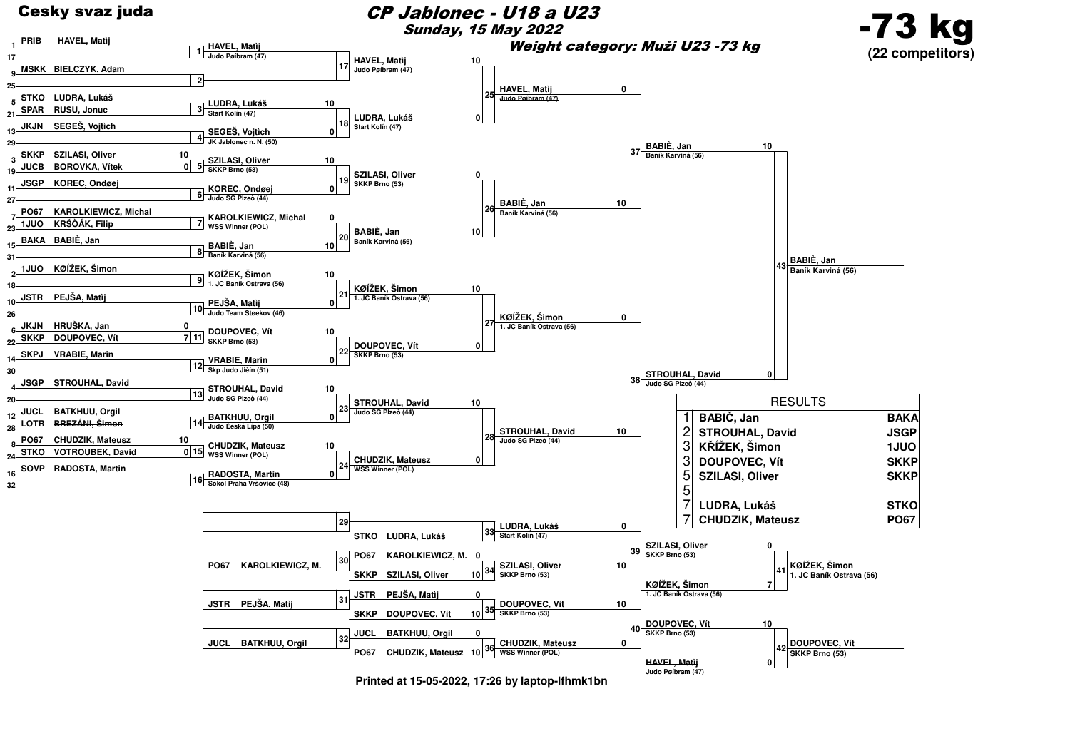# CP Jablonec - U18 a U23

**Cesky svaz juda**

*Sunday, 15 May 2022*

*Weight category: Muži U23 -73 kg*

## -73 kg

**(22 competitors)**

### First round

| Seed | Club | Name | Score | Match |
|---|---|---|---|---|
| 1 | PRIB | HAVEL, Matij | | 1 |
| 17 | | | | 1 |
| 9 | MSKK | ~~BIELCZYK, Adam~~ | | 2 |
| 25 | | | | 2 |
| 5 | STKO | LUDRA, Lukáš | | 3 |
| 21 | SPAR | ~~RUSU, Jonuc~~ | | 3 |
| 13 | JKJN | SEGEŠ, Vojtìch | | 4 |
| 29 | | | | 4 |
| 3 | SKKP | SZILASI, Oliver | 10 | 5 |
| 19 | JUCB | BOROVKA, Vítek | 0 | 5 |
| 11 | JSGP | KOREC, Ondøej | | 6 |
| 27 | | | | 6 |
| 7 | PO67 | KAROLKIEWICZ, Michal | | 7 |
| 23 | 1JUO | ~~KRŠÒÁK, Filip~~ | | 7 |
| 15 | BAKA | BABIÈ, Jan | | 8 |
| 31 | | | | 8 |
| 2 | 1JUO | KØÍŽEK, Šimon | | 9 |
| 18 | | | | 9 |
| 10 | JSTR | PEJŠA, Matìj | | 10 |
| 26 | | | | 10 |
| 6 | JKJN | HRUŠKA, Jan | 0 | 11 |
| 22 | SKKP | DOUPOVEC, Vít | 7 | 11 |
| 14 | SKPJ | VRABIE, Marin | | 12 |
| 30 | | | | 12 |
| 4 | JSGP | STROUHAL, David | | 13 |
| 20 | | | | 13 |
| 12 | JUCL | BATKHUU, Orgil | | 14 |
| 28 | LOTR | ~~BREZÁNI, Šimon~~ | | 14 |
| 8 | PO67 | CHUDZIK, Mateusz | 10 | 15 |
| 24 | STKO | VOTROUBEK, David | 0 | 15 |
| 16 | SOVP | RADOSTA, Martin | | 16 |
| 32 | | | | 16 |

### Second round

| Match | Name | Club | Score |
|---|---|---|---|
| 1 | HAVEL, Matij | Judo Pøibram (47) | |
| 2 | | | |
| 3 | LUDRA, Lukáš | Start Kolín (47) | 10 |
| 4 | SEGEŠ, Vojtìch | JK Jablonec n. N. (50) | 0 |
| 5 | SZILASI, Oliver | SKKP Brno (53) | 10 |
| 6 | KOREC, Ondøej | Judo SG Plzeò (44) | 0 |
| 7 | KAROLKIEWICZ, Michal | WSS Winner (POL) | 0 |
| 8 | BABIÈ, Jan | Baník Karviná (56) | 10 |
| 9 | KØÍŽEK, Šimon | 1. JC Baník Ostrava (56) | 10 |
| 10 | PEJŠA, Matìj | Judo Team Støekov (46) | 0 |
| 11 | DOUPOVEC, Vít | SKKP Brno (53) | 10 |
| 12 | VRABIE, Marin | Skp Judo Jièín (51) | 0 |
| 13 | STROUHAL, David | Judo SG Plzeò (44) | 10 |
| 14 | BATKHUU, Orgil | Judo Èeská Lípa (50) | 0 |
| 15 | CHUDZIK, Mateusz | WSS Winner (POL) | 10 |
| 16 | RADOSTA, Martin | Sokol Praha Vršovice (48) | 0 |

### Quarterfinals

| Match | Name | Club | Score |
|---|---|---|---|
| 17 | HAVEL, Matìj | Judo Pøibram (47) | 10 |
| 18 | LUDRA, Lukáš | Start Kolín (47) | 0 |
| 19 | SZILASI, Oliver | SKKP Brno (53) | 0 |
| 20 | BABIÈ, Jan | Baník Karviná (56) | 10 |
| 21 | KØÍŽEK, Šimon | 1. JC Baník Ostrava (56) | 10 |
| 22 | DOUPOVEC, Vít | SKKP Brno (53) | 0 |
| 23 | STROUHAL, David | Judo SG Plzeò (44) | 10 |
| 24 | CHUDZIK, Mateusz | WSS Winner (POL) | 0 |

### Semifinals

| Match | Name | Club | Score |
|---|---|---|---|
| 25 | ~~HAVEL, Matìj~~ | ~~Judo Pøibram (47)~~ | 0 |
| 26 | BABIÈ, Jan | Baník Karviná (56) | 10 |
| 27 | KØÍŽEK, Šimon | 1. JC Baník Ostrava (56) | 0 |
| 28 | STROUHAL, David | Judo SG Plzeò (44) | 10 |

### Final rounds

| Match | Name | Club | Score |
|---|---|---|---|
| 37 | BABIÈ, Jan | Baník Karviná (56) | 10 |
| 38 | STROUHAL, David | Judo SG Plzeò (44) | 0 |
| 43 | BABIÈ, Jan | Baník Karviná (56) | |

### Repechage

| Match | Club | Name | Score |
|---|---|---|---|
| 29 | | | |
| 29 | STKO | LUDRA, Lukáš | |
| 30 | PO67 | KAROLKIEWICZ, M. | |
| 30 | PO67 | KAROLKIEWICZ, M. | 0 |
| 30 | SKKP | SZILASI, Oliver | 10 |
| 31 | JSTR | PEJŠA, Matìj | |
| 31 | JSTR | PEJŠA, Matìj | 0 |
| 31 | SKKP | DOUPOVEC, Vít | 10 |
| 32 | JUCL | BATKHUU, Orgil | |
| 32 | JUCL | BATKHUU, Orgil | 0 |
| 32 | PO67 | CHUDZIK, Mateusz | 10 |

| Match | Name | Club | Score |
|---|---|---|---|
| 33 | LUDRA, Lukáš | Start Kolín (47) | 0 |
| 34 | SZILASI, Oliver | SKKP Brno (53) | 10 |
| 35 | DOUPOVEC, Vít | SKKP Brno (53) | 10 |
| 36 | CHUDZIK, Mateusz | WSS Winner (POL) | 0 |
| 39 | SZILASI, Oliver | SKKP Brno (53) | 0 |
| 39 | KØÍŽEK, Šimon | 1. JC Baník Ostrava (56) | 7 |
| 40 | DOUPOVEC, Vít | SKKP Brno (53) | 10 |
| 40 | ~~HAVEL, Matìj~~ | ~~Judo Pøibram (47)~~ | 0 |
| 41 | KØÍŽEK, Šimon | 1. JC Baník Ostrava (56) | |
| 42 | DOUPOVEC, Vít | SKKP Brno (53) | |

### RESULTS

| Place | Name | Club |
|---|---|---|
| 1 | BABIČ, Jan | BAKA |
| 2 | STROUHAL, David | JSGP |
| 3 | KŘÍŽEK, Šimon | 1JUO |
| 3 | DOUPOVEC, Vít | SKKP |
| 5 | SZILASI, Oliver | SKKP |
| 5 | | |
| 7 | LUDRA, Lukáš | STKO |
| 7 | CHUDZIK, Mateusz | PO67 |

**Printed at 15-05-2022, 17:26 by laptop-lfhmk1bn**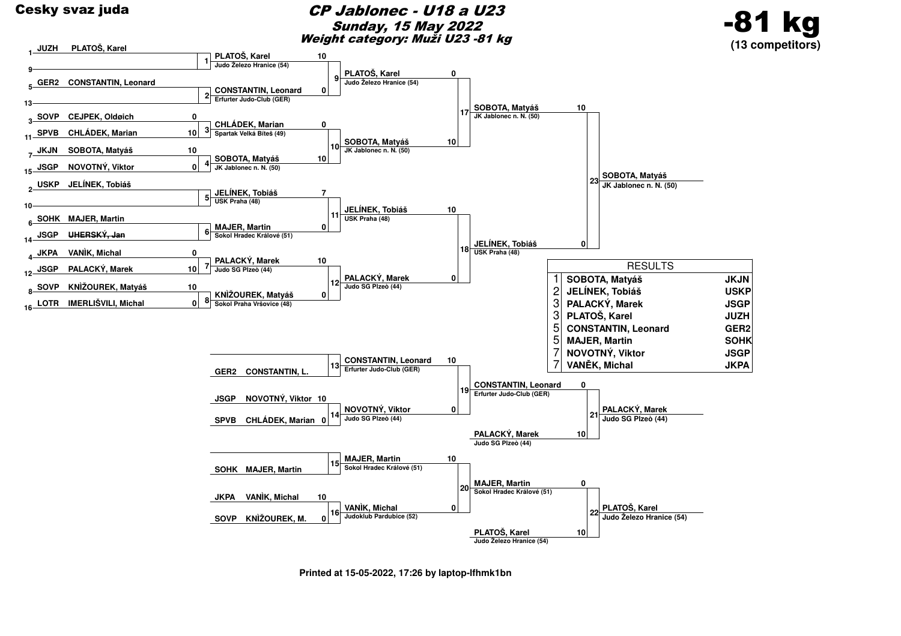**Cesky svaz juda**

# CP Jablonec - U18 a U23

***Sunday, 15 May 2022***

***Weight category: Muži U23 -81 kg***

# -81 kg

**(13 competitors)**

## Main bracket

### Round 1

| Match | Seed | Club | Competitor | Score |
|---|---|---|---|---|
| 1 | 1 | JUZH | PLATOŠ, Karel | |
| | 9 | | | |
| 2 | 5 | GER2 | CONSTANTIN, Leonard | |
| | 13 | | | |
| 3 | 3 | SOVP | CEJPEK, Oldøich | 0 |
| | 11 | SPVB | CHLÁDEK, Marian | 10 |
| 4 | 7 | JKJN | SOBOTA, Matyáš | 10 |
| | 15 | JSGP | NOVOTNÝ, Viktor | 0 |
| 5 | 2 | USKP | JELÍNEK, Tobiáš | |
| | 10 | | | |
| 6 | 6 | SOHK | MAJER, Martin | |
| | 14 | JSGP | ~~UHERSKÝ, Jan~~ | |
| 7 | 4 | JKPA | VANÌK, Michal | 0 |
| | 12 | JSGP | PALACKÝ, Marek | 10 |
| 8 | 8 | SOVP | KNÌŽOUREK, Matyáš | 10 |
| | 16 | LOTR | IMERLIŠVILI, Michal | 0 |

### Round 2

| Match | Competitor | Club | Score |
|---|---|---|---|
| 9 | PLATOŠ, Karel | Judo Železo Hranice (54) | 10 |
| | CONSTANTIN, Leonard | Erfurter Judo-Club (GER) | 0 |
| 10 | CHLÁDEK, Marian | Spartak Velká Bíteš (49) | 0 |
| | SOBOTA, Matyáš | JK Jablonec n. N. (50) | 10 |
| 11 | JELÍNEK, Tobiáš | USK Praha (48) | 7 |
| | MAJER, Martin | Sokol Hradec Králové (51) | 0 |
| 12 | PALACKÝ, Marek | Judo SG Plzeò (44) | 10 |
| | KNÌŽOUREK, Matyáš | Sokol Praha Vršovice (48) | 0 |

### Round 3

| Match | Competitor | Club | Score |
|---|---|---|---|
| 17 | PLATOŠ, Karel | Judo Železo Hranice (54) | 0 |
| | SOBOTA, Matyáš | JK Jablonec n. N. (50) | 10 |
| 18 | JELÍNEK, Tobiáš | USK Praha (48) | 10 |
| | PALACKÝ, Marek | Judo SG Plzeò (44) | 0 |

### Final

| Match | Competitor | Club | Score |
|---|---|---|---|
| 23 | SOBOTA, Matyáš | JK Jablonec n. N. (50) | 10 |
| | JELÍNEK, Tobiáš | USK Praha (48) | 0 |

Winner: **SOBOTA, Matyáš** – JK Jablonec n. N. (50)

## Repechage

| Match | Club | Competitor | Score |
|---|---|---|---|
| 13 | GER2 | CONSTANTIN, L. | |
| 14 | JSGP | NOVOTNÝ, Viktor | 10 |
| | SPVB | CHLÁDEK, Marian | 0 |
| 15 | SOHK | MAJER, Martin | |
| 16 | JKPA | VANÌK, Michal | 10 |
| | SOVP | KNÌŽOUREK, M. | 0 |

| Match | Competitor | Club | Score |
|---|---|---|---|
| 19 | CONSTANTIN, Leonard | Erfurter Judo-Club (GER) | 10 |
| | NOVOTNÝ, Viktor | Judo SG Plzeò (44) | 0 |
| 20 | MAJER, Martin | Sokol Hradec Králové (51) | 10 |
| | VANÌK, Michal | Judoklub Pardubice (52) | 0 |

| Match | Competitor | Club | Score |
|---|---|---|---|
| 21 | CONSTANTIN, Leonard | Erfurter Judo-Club (GER) | 0 |
| | PALACKÝ, Marek | Judo SG Plzeò (44) | 10 |
| 22 | MAJER, Martin | Sokol Hradec Králové (51) | 0 |
| | PLATOŠ, Karel | Judo Železo Hranice (54) | 10 |

Winner 21: **PALACKÝ, Marek** – Judo SG Plzeò (44)

Winner 22: **PLATOŠ, Karel** – Judo Železo Hranice (54)

## RESULTS

| Place | Competitor | Club |
|---|---|---|
| 1 | SOBOTA, Matyáš | JKJN |
| 2 | JELÍNEK, Tobiáš | USKP |
| 3 | PALACKÝ, Marek | JSGP |
| 3 | PLATOŠ, Karel | JUZH |
| 5 | CONSTANTIN, Leonard | GER2 |
| 5 | MAJER, Martin | SOHK |
| 7 | NOVOTNÝ, Viktor | JSGP |
| 7 | VANĚK, Michal | JKPA |

**Printed at 15-05-2022, 17:26 by laptop-lfhmk1bn**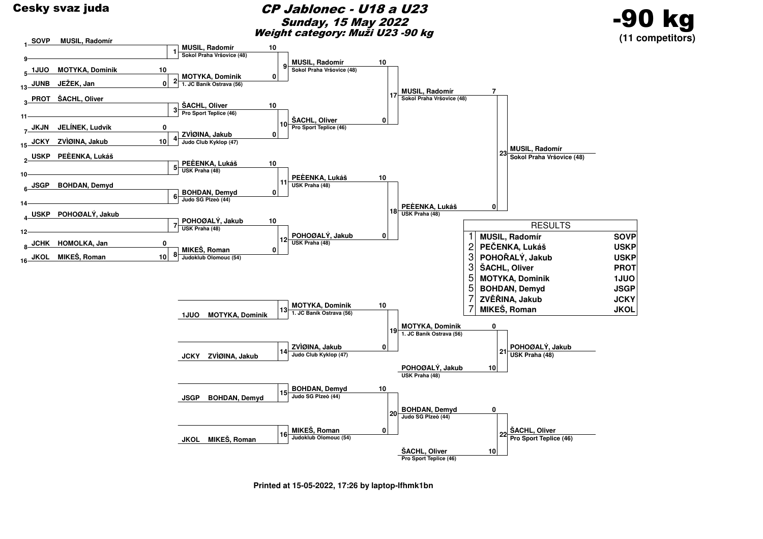**Cesky svaz juda**

# CP Jablonec - U18 a U23

### Sunday, 15 May 2022

### Weight category: Muži U23 -90 kg

## -90 kg

**(11 competitors)**

## Main bracket

| Seed | Club | Competitor | Score |
|---|---|---|---|
| 1 | SOVP | MUSIL, Radomír | |
| 9 | | | |
| 5 | 1JUO | MOTYKA, Dominik | 10 |
| 13 | JUNB | JEŽEK, Jan | 0 |
| 3 | PROT | ŠACHL, Oliver | |
| 11 | | | |
| 7 | JKJN | JELÍNEK, Ludvík | 0 |
| 15 | JCKY | ZVÌØINA, Jakub | 10 |
| 2 | USKP | PEÈENKA, Lukáš | |
| 10 | | | |
| 6 | JSGP | BOHDAN, Demyd | |
| 14 | | | |
| 4 | USKP | POHOØALÝ, Jakub | |
| 12 | | | |
| 8 | JCHK | HOMOLKA, Jan | 0 |
| 16 | JKOL | MIKEŠ, Roman | 10 |

### Round 1

| Match | Competitor | Club | Score |
|---|---|---|---|
| 1 | MUSIL, Radomír | Sokol Praha Vršovice (48) | 10 |
| 2 | MOTYKA, Dominik | 1. JC Baník Ostrava (56) | 0 |
| 3 | ŠACHL, Oliver | Pro Sport Teplice (46) | 10 |
| 4 | ZVÌØINA, Jakub | Judo Club Kyklop (47) | 0 |
| 5 | PEÈENKA, Lukáš | USK Praha (48) | 10 |
| 6 | BOHDAN, Demyd | Judo SG Plzeò (44) | 0 |
| 7 | POHOØALÝ, Jakub | USK Praha (48) | 10 |
| 8 | MIKEŠ, Roman | Judoklub Olomouc (54) | 0 |

### Quarterfinals

| Match | Competitor | Club | Score |
|---|---|---|---|
| 9 | MUSIL, Radomír | Sokol Praha Vršovice (48) | 10 |
| 10 | ŠACHL, Oliver | Pro Sport Teplice (46) | 0 |
| 11 | PEÈENKA, Lukáš | USK Praha (48) | 10 |
| 12 | POHOØALÝ, Jakub | USK Praha (48) | 0 |

### Semifinals

| Match | Competitor | Club | Score |
|---|---|---|---|
| 17 | MUSIL, Radomír | Sokol Praha Vršovice (48) | 7 |
| 18 | PEÈENKA, Lukáš | USK Praha (48) | 0 |

### Final

| Match | Competitor | Club |
|---|---|---|
| 23 | MUSIL, Radomír | Sokol Praha Vršovice (48) |

## Repechage

| Match | Competitor | Club | Score |
|---|---|---|---|
| 13 | 1JUO MOTYKA, Dominik | | |
| 14 | JCKY ZVÌØINA, Jakub | | |
| 15 | JSGP BOHDAN, Demyd | | |
| 16 | JKOL MIKEŠ, Roman | | |

| Match | Competitor | Club | Score |
|---|---|---|---|
| 13 | MOTYKA, Dominik | 1. JC Baník Ostrava (56) | 10 |
| 14 | ZVÌØINA, Jakub | Judo Club Kyklop (47) | 0 |
| 15 | BOHDAN, Demyd | Judo SG Plzeò (44) | 10 |
| 16 | MIKEŠ, Roman | Judoklub Olomouc (54) | 0 |

| Match | Competitor | Club | Score |
|---|---|---|---|
| 19 | MOTYKA, Dominik | 1. JC Baník Ostrava (56) | 0 |
| | POHOØALÝ, Jakub | USK Praha (48) | 10 |
| 20 | BOHDAN, Demyd | Judo SG Plzeò (44) | 0 |
| | ŠACHL, Oliver | Pro Sport Teplice (46) | 10 |

| Match | Competitor | Club |
|---|---|---|
| 21 | POHOØALÝ, Jakub | USK Praha (48) |
| 22 | ŠACHL, Oliver | Pro Sport Teplice (46) |

## RESULTS

| Place | Competitor | Club |
|---|---|---|
| 1 | MUSIL, Radomír | SOVP |
| 2 | PEČENKA, Lukáš | USKP |
| 3 | POHOŘALÝ, Jakub | USKP |
| 3 | ŠACHL, Oliver | PROT |
| 5 | MOTYKA, Dominik | 1JUO |
| 5 | BOHDAN, Demyd | JSGP |
| 7 | ZVĚŘINA, Jakub | JCKY |
| 7 | MIKEŠ, Roman | JKOL |

**Printed at 15-05-2022, 17:26 by laptop-lfhmk1bn**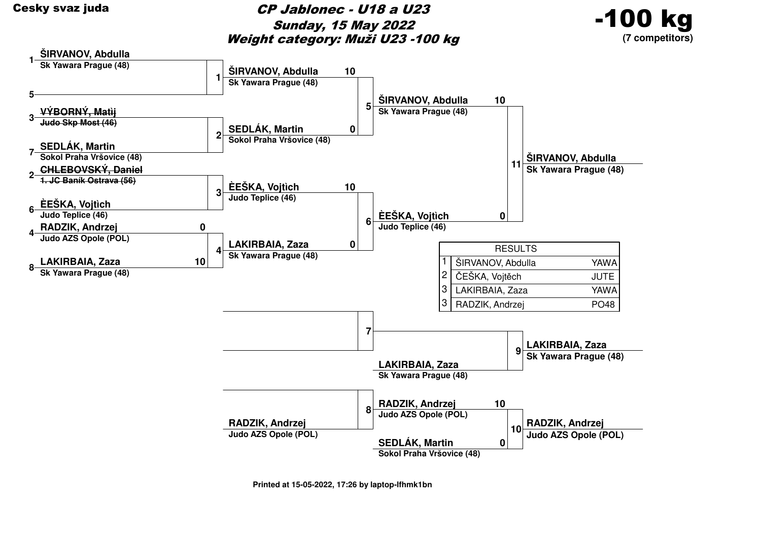**Cesky svaz juda**

# CP Jablonec - U18 a U23

## Sunday, 15 May 2022

## Weight category: Muži U23 -100 kg

# -100 kg

**(7 competitors)**

1 **ŠIRVANOV, Abdulla**
Sk Yawara Prague (48)

5

3 ~~VÝBORNÝ, Matìj~~
~~Judo Skp Most (46)~~

7 **SEDLÁK, Martin**
Sokol Praha Vršovice (48)

2 ~~CHLEBOVSKÝ, Daniel~~
~~1. JC Baník Ostrava (56)~~

6 **ÈEŠKA, Vojtìch**
Judo Teplice (46)

4 **RADZIK, Andrzej** 0
Judo AZS Opole (POL)

8 **LAKIRBAIA, Zaza** 10
Sk Yawara Prague (48)

**1** ŠIRVANOV, Abdulla 10 — Sk Yawara Prague (48)

**2** SEDLÁK, Martin 0 — Sokol Praha Vršovice (48)

**3** ÈEŠKA, Vojtìch 10 — Judo Teplice (46)

**4** LAKIRBAIA, Zaza 0 — Sk Yawara Prague (48)

**5** ŠIRVANOV, Abdulla 10 — Sk Yawara Prague (48)

**6** ÈEŠKA, Vojtìch 0 — Judo Teplice (46)

**11** ŠIRVANOV, Abdulla — Sk Yawara Prague (48)

**7** LAKIRBAIA, Zaza — Sk Yawara Prague (48)

**9** LAKIRBAIA, Zaza — Sk Yawara Prague (48)

**8** RADZIK, Andrzej — Judo AZS Opole (POL)

RADZIK, Andrzej 10 — Judo AZS Opole (POL)
SEDLÁK, Martin 0 — Sokol Praha Vršovice (48)

**10** RADZIK, Andrzej — Judo AZS Opole (POL)

| RESULTS | | |
|---|---|---|
| 1 | ŠIRVANOV, Abdulla | YAWA |
| 2 | ČEŠKA, Vojtěch | JUTE |
| 3 | LAKIRBAIA, Zaza | YAWA |
| 3 | RADZIK, Andrzej | PO48 |

Printed at 15-05-2022, 17:26 by laptop-lfhmk1bn